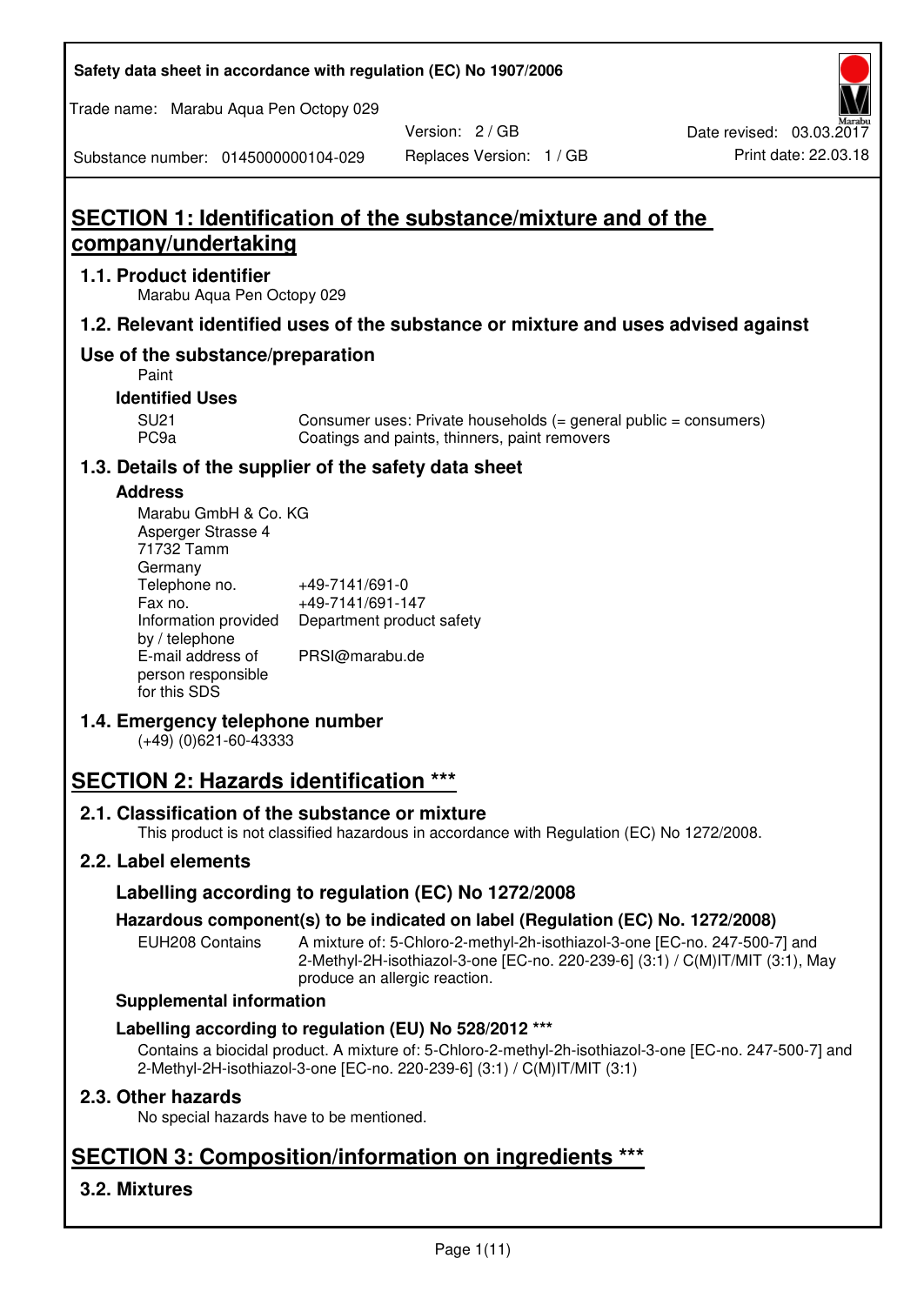Safety data sheet in accordance with regulation (EC) No 1907/2006

Trade name: Marabu Aqua Pen Octopy 029

Version: 2 / GB
Replaces Version: 1 / GB
Date revised: 03.03.2017
Print date: 22.03.18

Substance number: 0145000000104-029

# SECTION 1: Identification of the substance/mixture and of the company/undertaking

## 1.1. Product identifier

Marabu Aqua Pen Octopy 029

## 1.2. Relevant identified uses of the substance or mixture and uses advised against

## Use of the substance/preparation

Paint

### Identified Uses

| | |
|---|---|
| SU21 | Consumer uses: Private households (= general public = consumers) |
| PC9a | Coatings and paints, thinners, paint removers |

## 1.3. Details of the supplier of the safety data sheet

### Address

Marabu GmbH & Co. KG
Asperger Strasse 4
71732 Tamm
Germany

| | |
|---|---|
| Telephone no. | +49-7141/691-0 |
| Fax no. | +49-7141/691-147 |
| Information provided by / telephone | Department product safety |
| E-mail address of person responsible for this SDS | PRSI@marabu.de |

## 1.4. Emergency telephone number

(+49) (0)621-60-43333

# SECTION 2: Hazards identification ***

## 2.1. Classification of the substance or mixture

This product is not classified hazardous in accordance with Regulation (EC) No 1272/2008.

## 2.2. Label elements

### Labelling according to regulation (EC) No 1272/2008

### Hazardous component(s) to be indicated on label (Regulation (EC) No. 1272/2008)

EUH208 Contains: A mixture of: 5-Chloro-2-methyl-2h-isothiazol-3-one [EC-no. 247-500-7] and 2-Methyl-2H-isothiazol-3-one [EC-no. 220-239-6] (3:1) / C(M)IT/MIT (3:1), May produce an allergic reaction.

### Supplemental information

### Labelling according to regulation (EU) No 528/2012 ***

Contains a biocidal product. A mixture of: 5-Chloro-2-methyl-2h-isothiazol-3-one [EC-no. 247-500-7] and 2-Methyl-2H-isothiazol-3-one [EC-no. 220-239-6] (3:1) / C(M)IT/MIT (3:1)

## 2.3. Other hazards

No special hazards have to be mentioned.

# SECTION 3: Composition/information on ingredients ***

## 3.2. Mixtures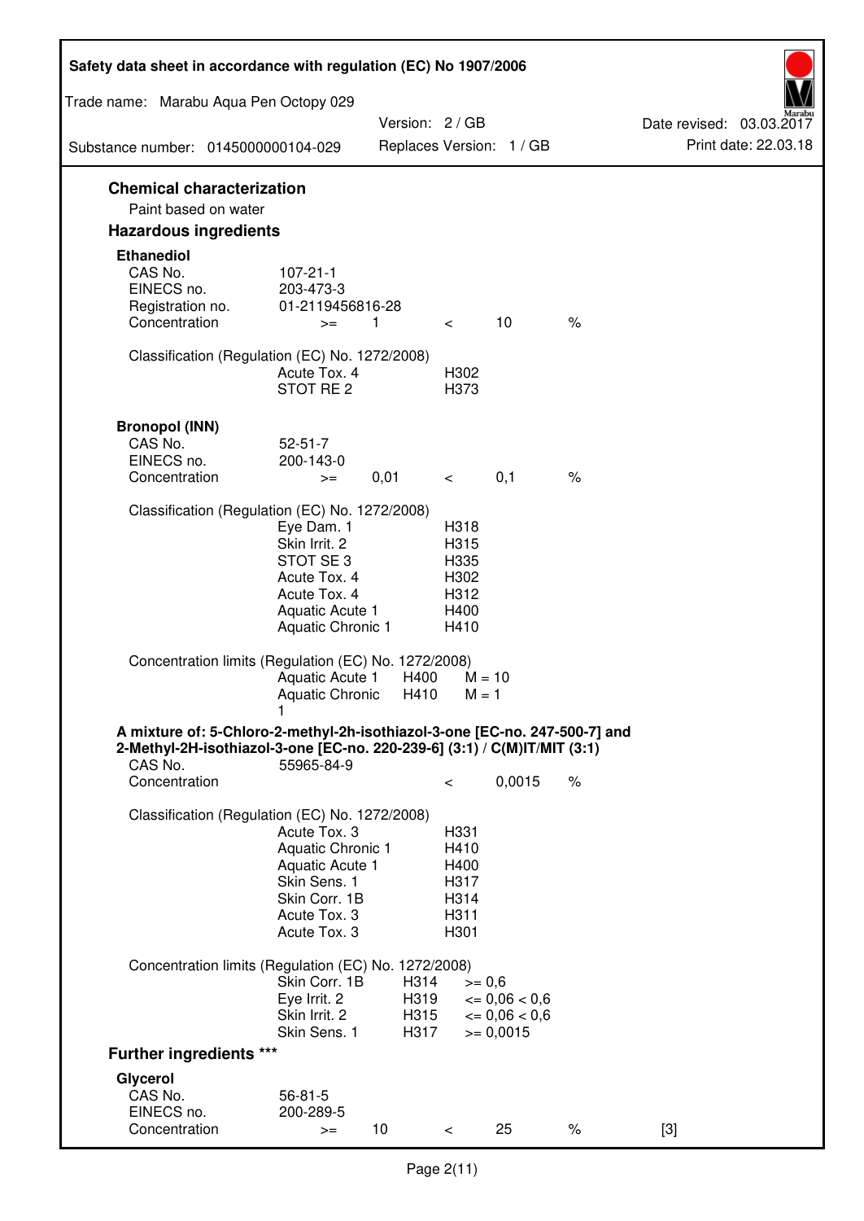## Chemical characterization

Paint based on water

## Hazardous ingredients

### Ethanediol

| | | | | | |
|---|---|---|---|---|---|
| CAS No. | 107-21-1 | | | | |
| EINECS no. | 203-473-3 | | | | |
| Registration no. | 01-2119456816-28 | | | | |
| Concentration | >= | 1 | < | 10 | % |

Classification (Regulation (EC) No. 1272/2008)

| | |
|---|---|
| Acute Tox. 4 | H302 |
| STOT RE 2 | H373 |

### Bronopol (INN)

| | | | | | |
|---|---|---|---|---|---|
| CAS No. | 52-51-7 | | | | |
| EINECS no. | 200-143-0 | | | | |
| Concentration | >= | 0,01 | < | 0,1 | % |

Classification (Regulation (EC) No. 1272/2008)

| | |
|---|---|
| Eye Dam. 1 | H318 |
| Skin Irrit. 2 | H315 |
| STOT SE 3 | H335 |
| Acute Tox. 4 | H302 |
| Acute Tox. 4 | H312 |
| Aquatic Acute 1 | H400 |
| Aquatic Chronic 1 | H410 |

Concentration limits (Regulation (EC) No. 1272/2008)

| | | |
|---|---|---|
| Aquatic Acute 1 | H400 | M = 10 |
| Aquatic Chronic 1 | H410 | M = 1 |

### A mixture of: 5-Chloro-2-methyl-2h-isothiazol-3-one [EC-no. 247-500-7] and 2-Methyl-2H-isothiazol-3-one [EC-no. 220-239-6] (3:1) / C(M)IT/MIT (3:1)

| | | | | |
|---|---|---|---|---|
| CAS No. | 55965-84-9 | | | |
| Concentration | | < | 0,0015 | % |

Classification (Regulation (EC) No. 1272/2008)

| | |
|---|---|
| Acute Tox. 3 | H331 |
| Aquatic Chronic 1 | H410 |
| Aquatic Acute 1 | H400 |
| Skin Sens. 1 | H317 |
| Skin Corr. 1B | H314 |
| Acute Tox. 3 | H311 |
| Acute Tox. 3 | H301 |

Concentration limits (Regulation (EC) No. 1272/2008)

| | | |
|---|---|---|
| Skin Corr. 1B | H314 | >= 0,6 |
| Eye Irrit. 2 | H319 | <= 0,06 < 0,6 |
| Skin Irrit. 2 | H315 | <= 0,06 < 0,6 |
| Skin Sens. 1 | H317 | >= 0,0015 |

## Further ingredients ***

### Glycerol

| | | | | | | |
|---|---|---|---|---|---|---|
| CAS No. | 56-81-5 | | | | | |
| EINECS no. | 200-289-5 | | | | | |
| Concentration | >= | 10 | < | 25 | % | [3] |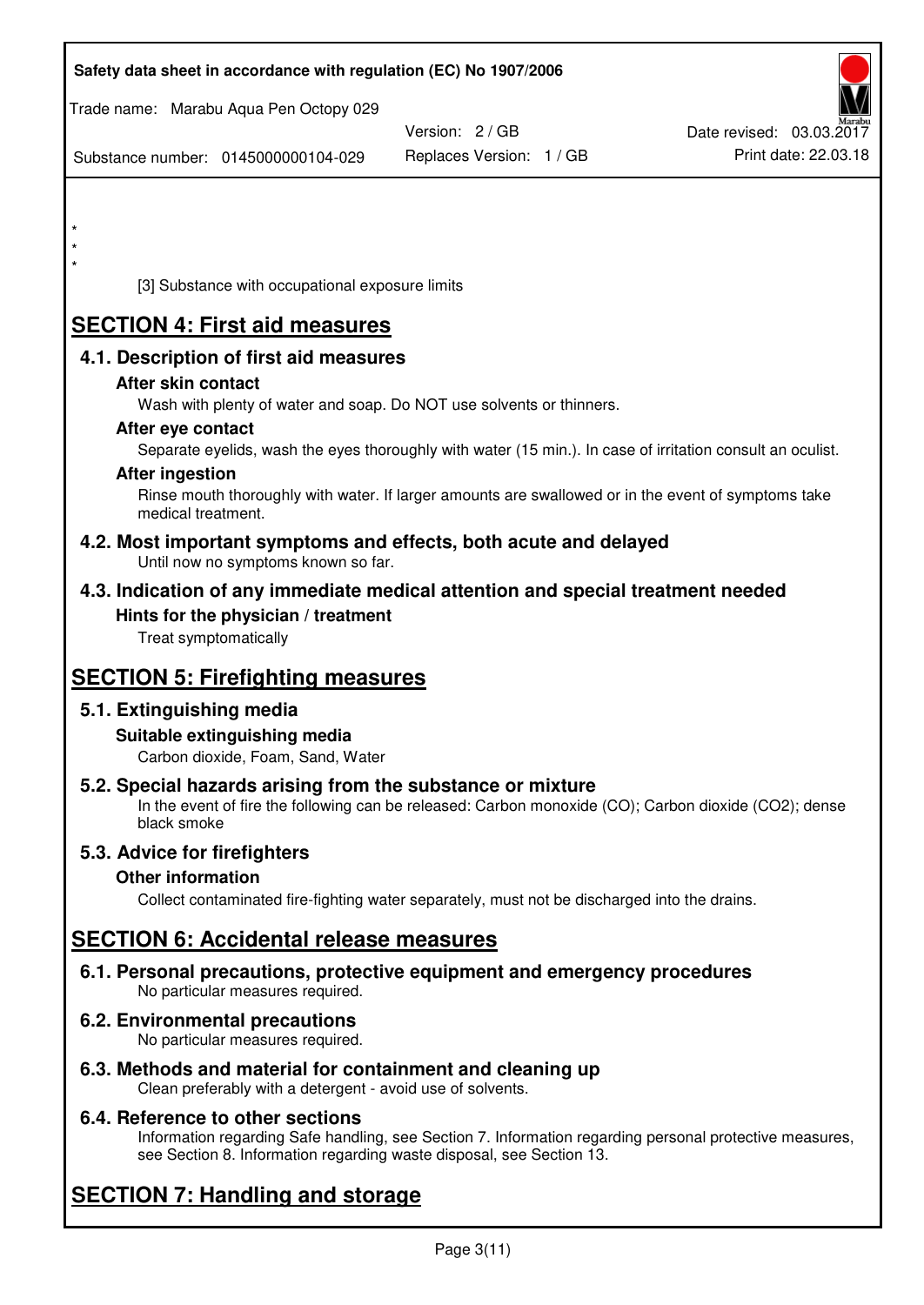*
*
*

[3] Substance with occupational exposure limits

# SECTION 4: First aid measures

## 4.1. Description of first aid measures

### After skin contact

Wash with plenty of water and soap. Do NOT use solvents or thinners.

### After eye contact

Separate eyelids, wash the eyes thoroughly with water (15 min.). In case of irritation consult an oculist.

### After ingestion

Rinse mouth thoroughly with water. If larger amounts are swallowed or in the event of symptoms take medical treatment.

## 4.2. Most important symptoms and effects, both acute and delayed

Until now no symptoms known so far.

## 4.3. Indication of any immediate medical attention and special treatment needed

### Hints for the physician / treatment

Treat symptomatically

# SECTION 5: Firefighting measures

## 5.1. Extinguishing media

### Suitable extinguishing media

Carbon dioxide, Foam, Sand, Water

## 5.2. Special hazards arising from the substance or mixture

In the event of fire the following can be released: Carbon monoxide (CO); Carbon dioxide ($CO_2$); dense black smoke

## 5.3. Advice for firefighters

### Other information

Collect contaminated fire-fighting water separately, must not be discharged into the drains.

# SECTION 6: Accidental release measures

## 6.1. Personal precautions, protective equipment and emergency procedures

No particular measures required.

## 6.2. Environmental precautions

No particular measures required.

## 6.3. Methods and material for containment and cleaning up

Clean preferably with a detergent - avoid use of solvents.

## 6.4. Reference to other sections

Information regarding Safe handling, see Section 7. Information regarding personal protective measures, see Section 8. Information regarding waste disposal, see Section 13.

# SECTION 7: Handling and storage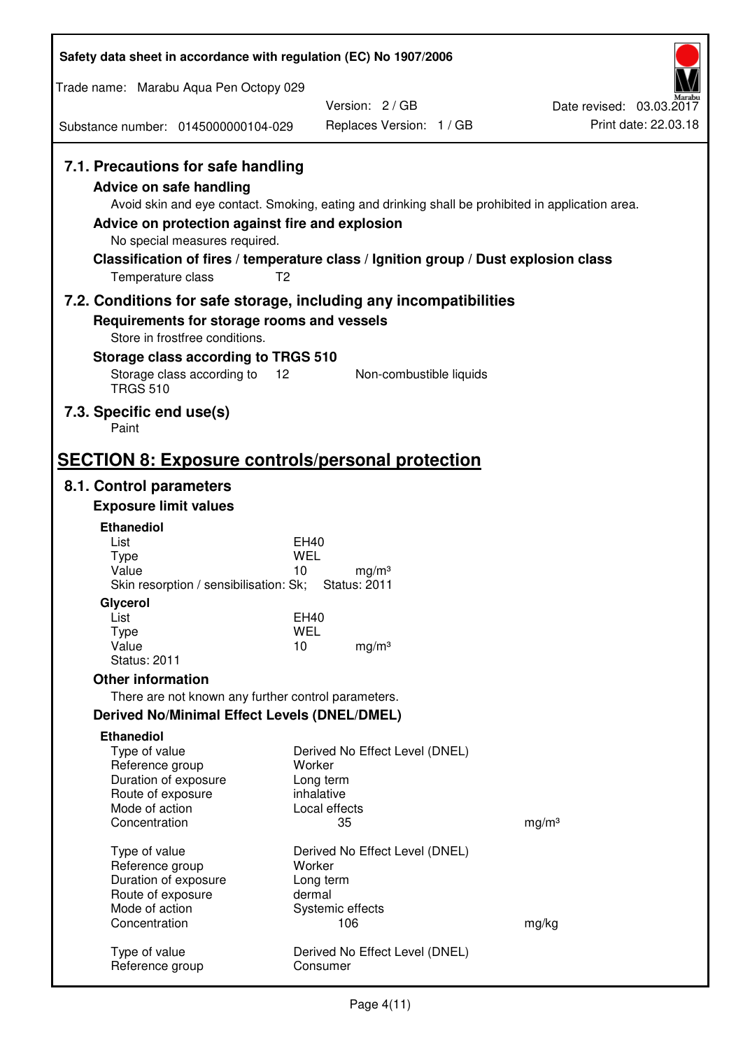### 7.1. Precautions for safe handling

**Advice on safe handling**

Avoid skin and eye contact. Smoking, eating and drinking shall be prohibited in application area.

**Advice on protection against fire and explosion**

No special measures required.

**Classification of fires / temperature class / Ignition group / Dust explosion class**

Temperature class T2

### 7.2. Conditions for safe storage, including any incompatibilities

**Requirements for storage rooms and vessels**

Store in frostfree conditions.

**Storage class according to TRGS 510**

| | | |
|---|---|---|
| Storage class according to TRGS 510 | 12 | Non-combustible liquids |

### 7.3. Specific end use(s)

Paint

## SECTION 8: Exposure controls/personal protection

### 8.1. Control parameters

**Exposure limit values**

**Ethanediol**

| | | |
|---|---|---|
| List | EH40 | |
| Type | WEL | |
| Value | 10 | mg/m³ |

Skin resorption / sensibilisation: Sk; Status: 2011

**Glycerol**

| | | |
|---|---|---|
| List | EH40 | |
| Type | WEL | |
| Value | 10 | mg/m³ |

Status: 2011

**Other information**

There are not known any further control parameters.

**Derived No/Minimal Effect Levels (DNEL/DMEL)**

**Ethanediol**

| | | |
|---|---|---|
| Type of value | Derived No Effect Level (DNEL) | |
| Reference group | Worker | |
| Duration of exposure | Long term | |
| Route of exposure | inhalative | |
| Mode of action | Local effects | |
| Concentration | 35 | mg/m³ |

| | | |
|---|---|---|
| Type of value | Derived No Effect Level (DNEL) | |
| Reference group | Worker | |
| Duration of exposure | Long term | |
| Route of exposure | dermal | |
| Mode of action | Systemic effects | |
| Concentration | 106 | mg/kg |

| | |
|---|---|
| Type of value | Derived No Effect Level (DNEL) |
| Reference group | Consumer |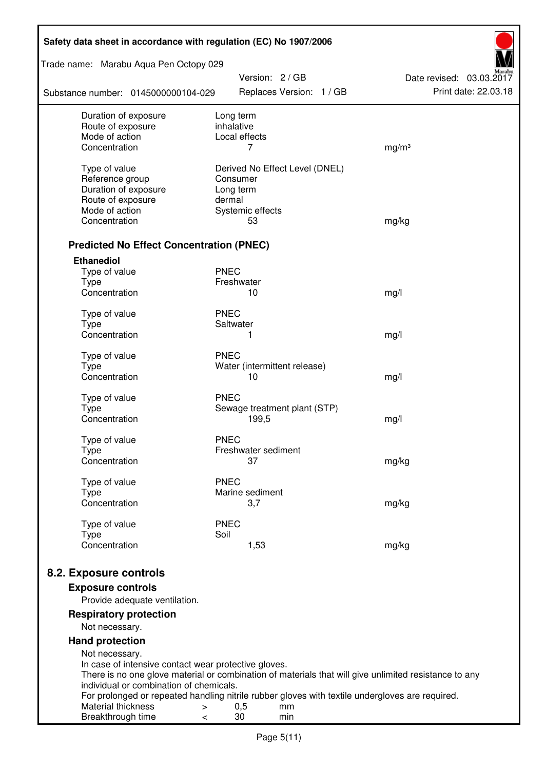| | | |
|---|---|---|
| Duration of exposure | Long term | |
| Route of exposure | inhalative | |
| Mode of action | Local effects | |
| Concentration | 7 | mg/m³ |
| | | |
| Type of value | Derived No Effect Level (DNEL) | |
| Reference group | Consumer | |
| Duration of exposure | Long term | |
| Route of exposure | dermal | |
| Mode of action | Systemic effects | |
| Concentration | 53 | mg/kg |

### Predicted No Effect Concentration (PNEC)

**Ethanediol**

| | | |
|---|---|---|
| Type of value | PNEC | |
| Type | Freshwater | |
| Concentration | 10 | mg/l |
| | | |
| Type of value | PNEC | |
| Type | Saltwater | |
| Concentration | 1 | mg/l |
| | | |
| Type of value | PNEC | |
| Type | Water (intermittent release) | |
| Concentration | 10 | mg/l |
| | | |
| Type of value | PNEC | |
| Type | Sewage treatment plant (STP) | |
| Concentration | 199,5 | mg/l |
| | | |
| Type of value | PNEC | |
| Type | Freshwater sediment | |
| Concentration | 37 | mg/kg |
| | | |
| Type of value | PNEC | |
| Type | Marine sediment | |
| Concentration | 3,7 | mg/kg |
| | | |
| Type of value | PNEC | |
| Type | Soil | |
| Concentration | 1,53 | mg/kg |

## 8.2. Exposure controls

### Exposure controls

Provide adequate ventilation.

### Respiratory protection

Not necessary.

### Hand protection

Not necessary.
In case of intensive contact wear protective gloves.
There is no one glove material or combination of materials that will give unlimited resistance to any individual or combination of chemicals.
For prolonged or repeated handling nitrile rubber gloves with textile undergloves are required.

| | | | |
|---|---|---|---|
| Material thickness | > | 0,5 | mm |
| Breakthrough time | < | 30 | min |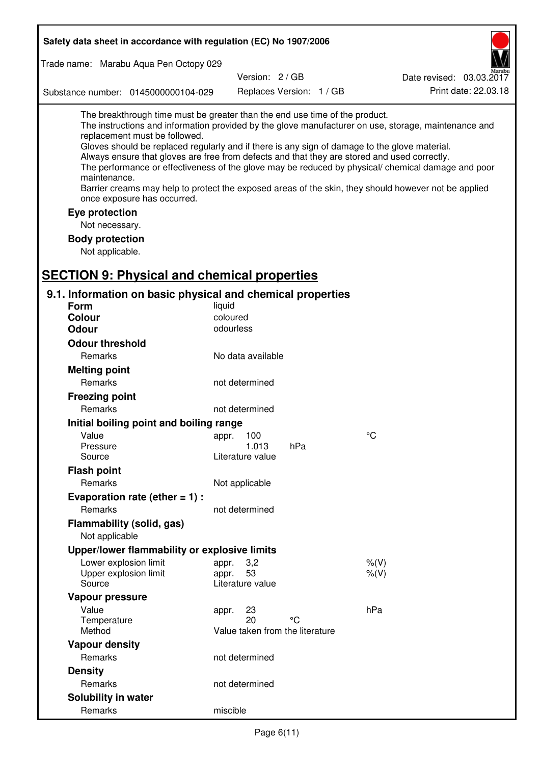The breakthrough time must be greater than the end use time of the product.
The instructions and information provided by the glove manufacturer on use, storage, maintenance and replacement must be followed.
Gloves should be replaced regularly and if there is any sign of damage to the glove material.
Always ensure that gloves are free from defects and that they are stored and used correctly.
The performance or effectiveness of the glove may be reduced by physical/ chemical damage and poor maintenance.
Barrier creams may help to protect the exposed areas of the skin, they should however not be applied once exposure has occurred.

**Eye protection**

Not necessary.

**Body protection**

Not applicable.

# SECTION 9: Physical and chemical properties

## 9.1. Information on basic physical and chemical properties

| | | |
|---|---|---|
| **Form** | liquid | |
| **Colour** | coloured | |
| **Odour** | odourless | |
| **Odour threshold** | | |
| Remarks | No data available | |
| **Melting point** | | |
| Remarks | not determined | |
| **Freezing point** | | |
| Remarks | not determined | |
| **Initial boiling point and boiling range** | | |
| Value | appr. 100 | °C |
| Pressure | 1.013 hPa | |
| Source | Literature value | |
| **Flash point** | | |
| Remarks | Not applicable | |
| **Evaporation rate (ether = 1) :** | | |
| Remarks | not determined | |
| **Flammability (solid, gas)** | | |
| Not applicable | | |
| **Upper/lower flammability or explosive limits** | | |
| Lower explosion limit | appr. 3,2 | %(V) |
| Upper explosion limit | appr. 53 | %(V) |
| Source | Literature value | |
| **Vapour pressure** | | |
| Value | appr. 23 | hPa |
| Temperature | 20 °C | |
| Method | Value taken from the literature | |
| **Vapour density** | | |
| Remarks | not determined | |
| **Density** | | |
| Remarks | not determined | |
| **Solubility in water** | | |
| Remarks | miscible | |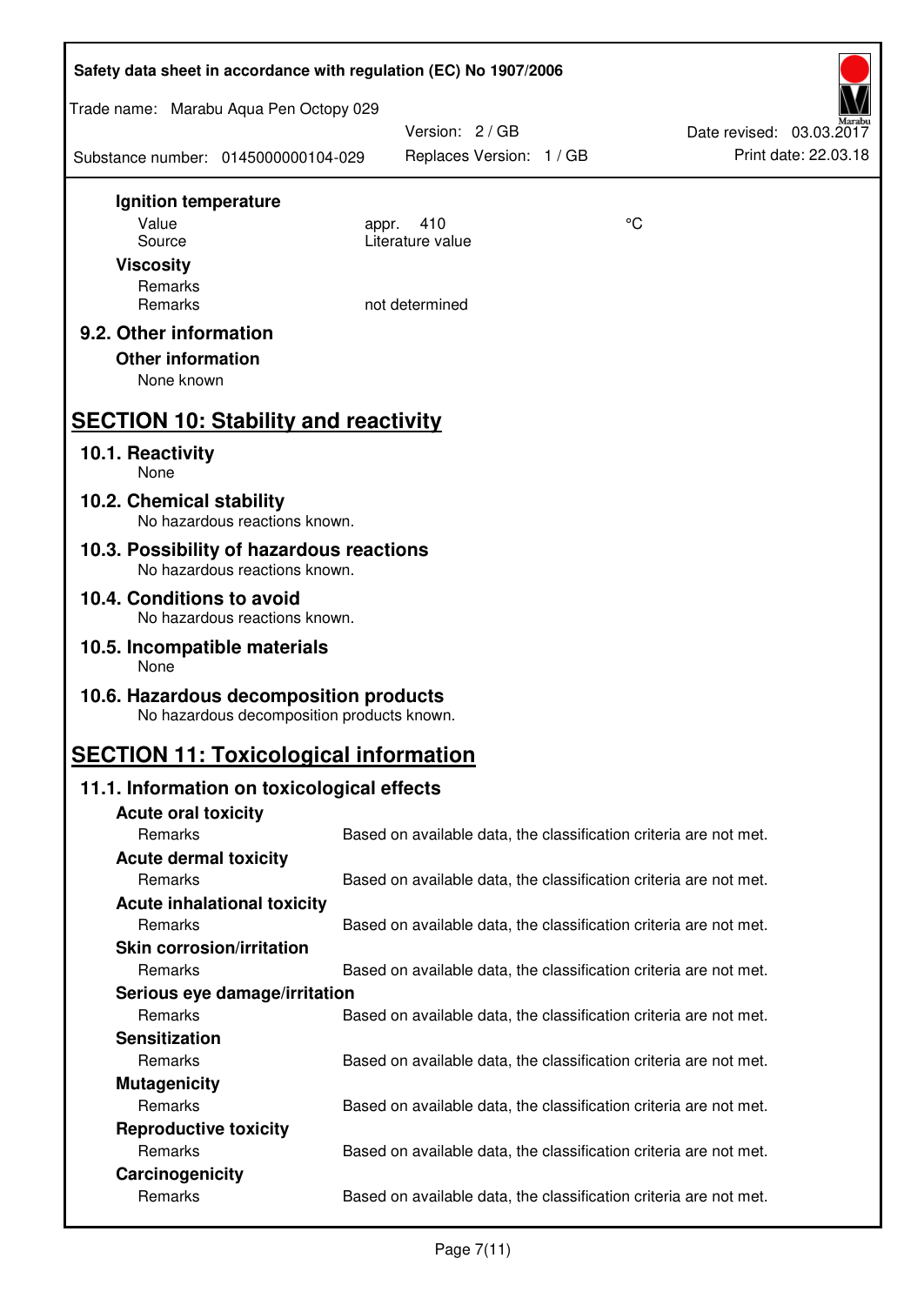**Ignition temperature**

| | | |
|---|---|---|
| Value | appr. 410 | °C |
| Source | Literature value | |

**Viscosity**

| | |
|---|---|
| Remarks | |
| Remarks | not determined |

### 9.2. Other information

**Other information**

None known

## SECTION 10: Stability and reactivity

### 10.1. Reactivity

None

### 10.2. Chemical stability

No hazardous reactions known.

### 10.3. Possibility of hazardous reactions

No hazardous reactions known.

### 10.4. Conditions to avoid

No hazardous reactions known.

### 10.5. Incompatible materials

None

### 10.6. Hazardous decomposition products

No hazardous decomposition products known.

## SECTION 11: Toxicological information

### 11.1. Information on toxicological effects

**Acute oral toxicity**

| | |
|---|---|
| Remarks | Based on available data, the classification criteria are not met. |

**Acute dermal toxicity**

| | |
|---|---|
| Remarks | Based on available data, the classification criteria are not met. |

**Acute inhalational toxicity**

| | |
|---|---|
| Remarks | Based on available data, the classification criteria are not met. |

**Skin corrosion/irritation**

| | |
|---|---|
| Remarks | Based on available data, the classification criteria are not met. |

**Serious eye damage/irritation**

| | |
|---|---|
| Remarks | Based on available data, the classification criteria are not met. |

**Sensitization**

| | |
|---|---|
| Remarks | Based on available data, the classification criteria are not met. |

**Mutagenicity**

| | |
|---|---|
| Remarks | Based on available data, the classification criteria are not met. |

**Reproductive toxicity**

| | |
|---|---|
| Remarks | Based on available data, the classification criteria are not met. |

**Carcinogenicity**

| | |
|---|---|
| Remarks | Based on available data, the classification criteria are not met. |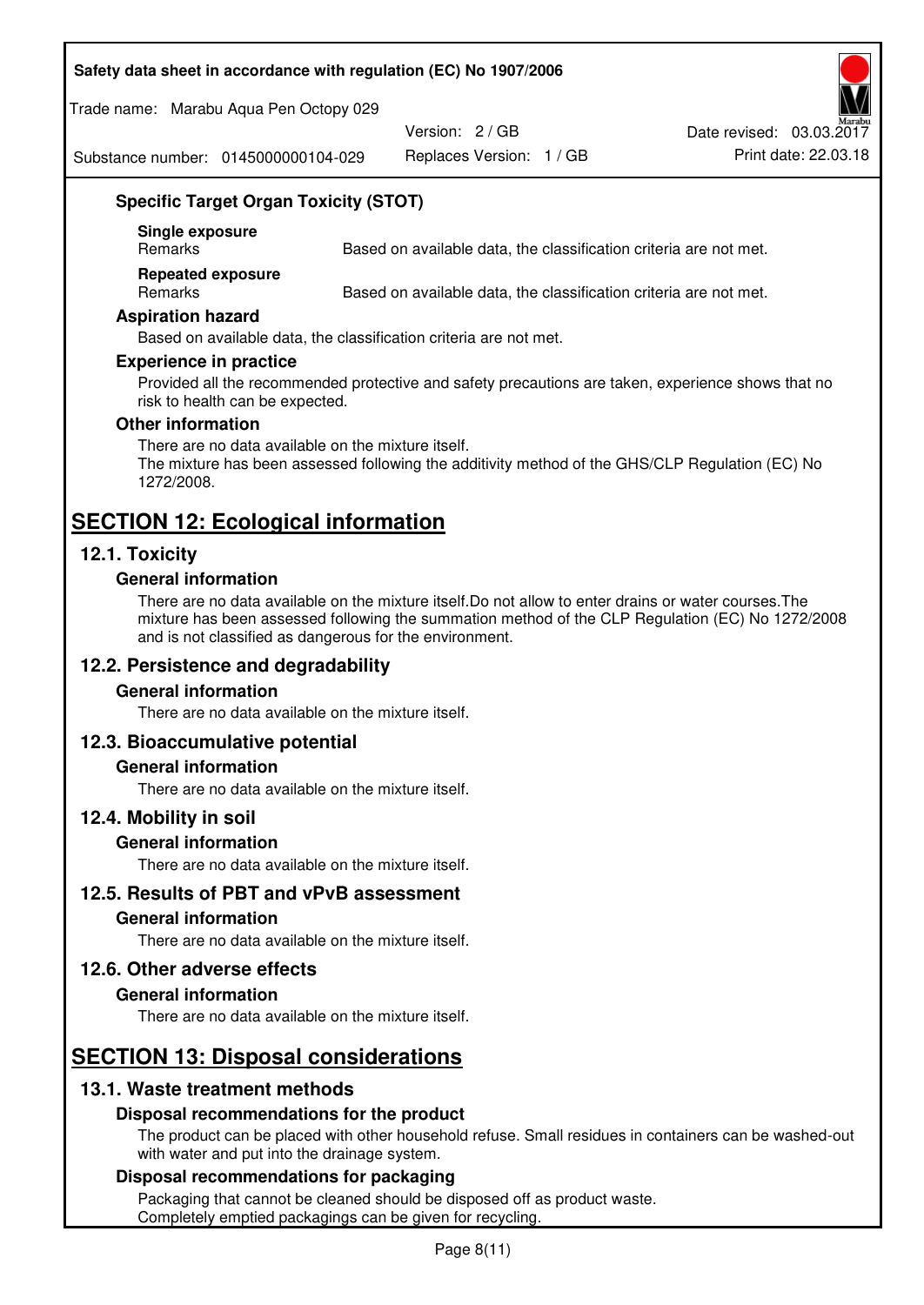### Specific Target Organ Toxicity (STOT)

**Single exposure**

| Remarks | Based on available data, the classification criteria are not met. |
|---|---|

**Repeated exposure**

| Remarks | Based on available data, the classification criteria are not met. |
|---|---|

### Aspiration hazard

Based on available data, the classification criteria are not met.

### Experience in practice

Provided all the recommended protective and safety precautions are taken, experience shows that no risk to health can be expected.

### Other information

There are no data available on the mixture itself.
The mixture has been assessed following the additivity method of the GHS/CLP Regulation (EC) No 1272/2008.

# SECTION 12: Ecological information

## 12.1. Toxicity

### General information

There are no data available on the mixture itself.Do not allow to enter drains or water courses.The mixture has been assessed following the summation method of the CLP Regulation (EC) No 1272/2008 and is not classified as dangerous for the environment.

## 12.2. Persistence and degradability

### General information

There are no data available on the mixture itself.

## 12.3. Bioaccumulative potential

### General information

There are no data available on the mixture itself.

## 12.4. Mobility in soil

### General information

There are no data available on the mixture itself.

## 12.5. Results of PBT and vPvB assessment

### General information

There are no data available on the mixture itself.

## 12.6. Other adverse effects

### General information

There are no data available on the mixture itself.

# SECTION 13: Disposal considerations

## 13.1. Waste treatment methods

### Disposal recommendations for the product

The product can be placed with other household refuse. Small residues in containers can be washed-out with water and put into the drainage system.

### Disposal recommendations for packaging

Packaging that cannot be cleaned should be disposed off as product waste.
Completely emptied packagings can be given for recycling.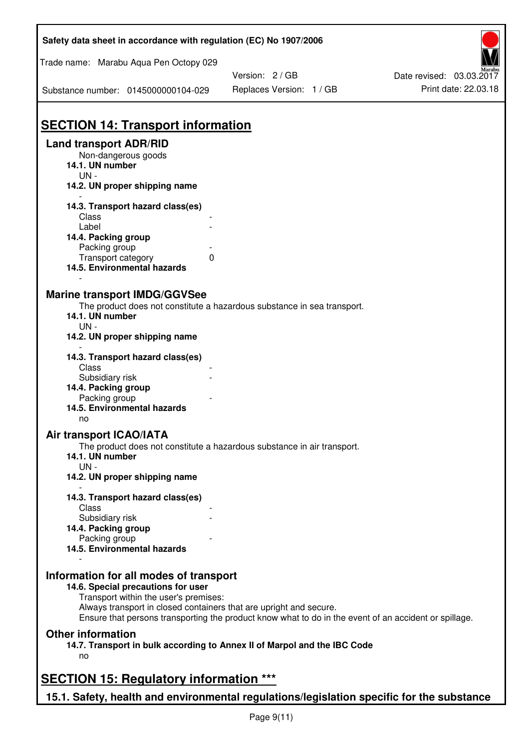# SECTION 14: Transport information

## Land transport ADR/RID

Non-dangerous goods

**14.1. UN number**

UN -

**14.2. UN proper shipping name**

-

**14.3. Transport hazard class(es)**

| | |
|---|---|
| Class | - |
| Label | - |

**14.4. Packing group**

| | |
|---|---|
| Packing group | - |
| Transport category | 0 |

**14.5. Environmental hazards**

-

## Marine transport IMDG/GGVSee

The product does not constitute a hazardous substance in sea transport.

**14.1. UN number**

UN -

**14.2. UN proper shipping name**

-

**14.3. Transport hazard class(es)**

| | |
|---|---|
| Class | - |
| Subsidiary risk | - |

**14.4. Packing group**

| | |
|---|---|
| Packing group | - |

**14.5. Environmental hazards**

no

## Air transport ICAO/IATA

The product does not constitute a hazardous substance in air transport.

**14.1. UN number**

UN -

**14.2. UN proper shipping name**

-

**14.3. Transport hazard class(es)**

| | |
|---|---|
| Class | - |
| Subsidiary risk | - |

**14.4. Packing group**

| | |
|---|---|
| Packing group | - |

**14.5. Environmental hazards**

-

## Information for all modes of transport

**14.6. Special precautions for user**

Transport within the user's premises:
Always transport in closed containers that are upright and secure.
Ensure that persons transporting the product know what to do in the event of an accident or spillage.

## Other information

**14.7. Transport in bulk according to Annex II of Marpol and the IBC Code**

no

# SECTION 15: Regulatory information ***

## 15.1. Safety, health and environmental regulations/legislation specific for the substance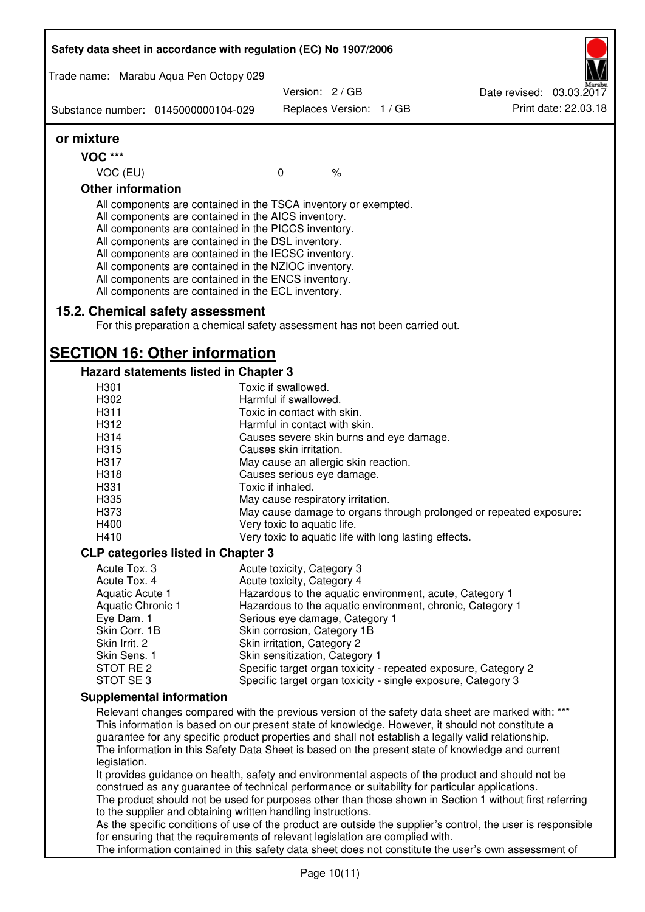### or mixture

#### VOC ***

| VOC (EU) | 0 | % |
|---|---|---|

#### Other information

All components are contained in the TSCA inventory or exempted.
All components are contained in the AICS inventory.
All components are contained in the PICCS inventory.
All components are contained in the DSL inventory.
All components are contained in the IECSC inventory.
All components are contained in the NZIOC inventory.
All components are contained in the ENCS inventory.
All components are contained in the ECL inventory.

### 15.2. Chemical safety assessment

For this preparation a chemical safety assessment has not been carried out.

## SECTION 16: Other information

### Hazard statements listed in Chapter 3

| | |
|---|---|
| H301 | Toxic if swallowed. |
| H302 | Harmful if swallowed. |
| H311 | Toxic in contact with skin. |
| H312 | Harmful in contact with skin. |
| H314 | Causes severe skin burns and eye damage. |
| H315 | Causes skin irritation. |
| H317 | May cause an allergic skin reaction. |
| H318 | Causes serious eye damage. |
| H331 | Toxic if inhaled. |
| H335 | May cause respiratory irritation. |
| H373 | May cause damage to organs through prolonged or repeated exposure: |
| H400 | Very toxic to aquatic life. |
| H410 | Very toxic to aquatic life with long lasting effects. |

### CLP categories listed in Chapter 3

| | |
|---|---|
| Acute Tox. 3 | Acute toxicity, Category 3 |
| Acute Tox. 4 | Acute toxicity, Category 4 |
| Aquatic Acute 1 | Hazardous to the aquatic environment, acute, Category 1 |
| Aquatic Chronic 1 | Hazardous to the aquatic environment, chronic, Category 1 |
| Eye Dam. 1 | Serious eye damage, Category 1 |
| Skin Corr. 1B | Skin corrosion, Category 1B |
| Skin Irrit. 2 | Skin irritation, Category 2 |
| Skin Sens. 1 | Skin sensitization, Category 1 |
| STOT RE 2 | Specific target organ toxicity - repeated exposure, Category 2 |
| STOT SE 3 | Specific target organ toxicity - single exposure, Category 3 |

### Supplemental information

Relevant changes compared with the previous version of the safety data sheet are marked with: ***
This information is based on our present state of knowledge. However, it should not constitute a guarantee for any specific product properties and shall not establish a legally valid relationship.
The information in this Safety Data Sheet is based on the present state of knowledge and current legislation.
It provides guidance on health, safety and environmental aspects of the product and should not be construed as any guarantee of technical performance or suitability for particular applications.
The product should not be used for purposes other than those shown in Section 1 without first referring to the supplier and obtaining written handling instructions.
As the specific conditions of use of the product are outside the supplier's control, the user is responsible for ensuring that the requirements of relevant legislation are complied with.
The information contained in this safety data sheet does not constitute the user's own assessment of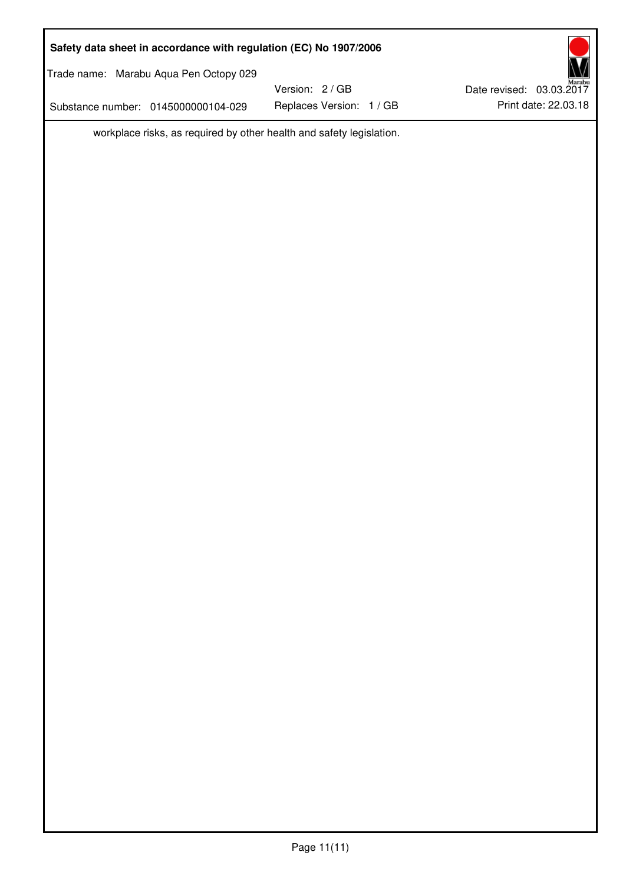workplace risks, as required by other health and safety legislation.